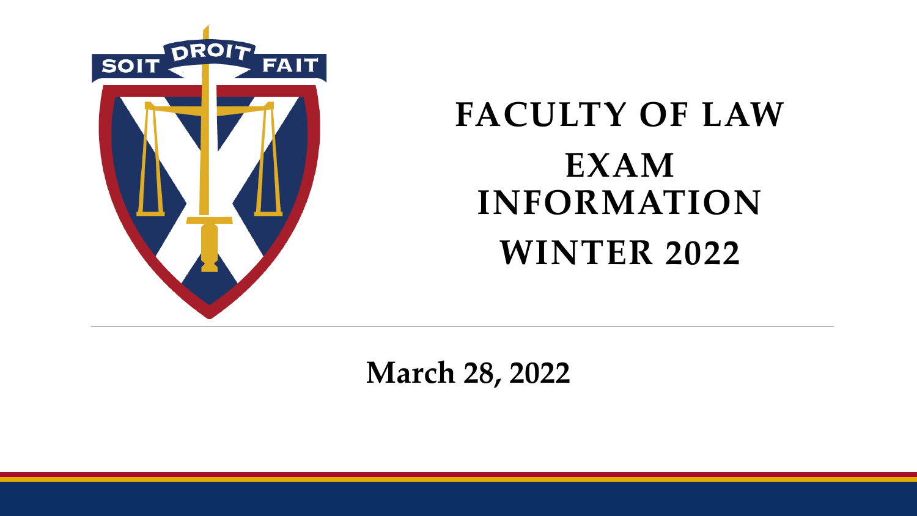# FACULTY OF LAW

# EXAM INFORMATION

# WINTER 2022

**March 28, 2022**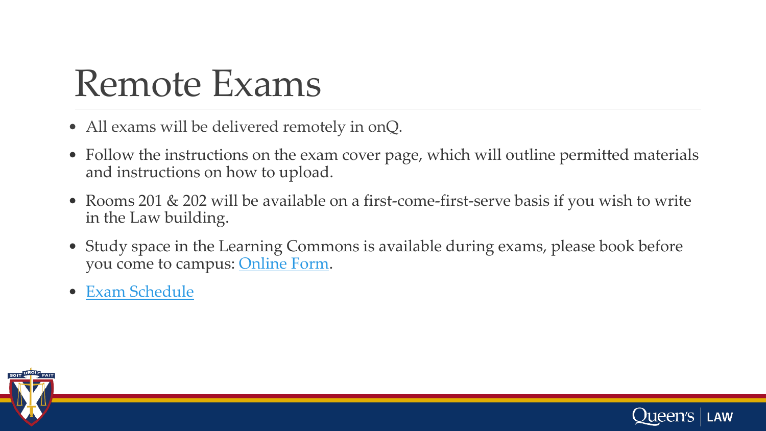# Remote Exams

- All exams will be delivered remotely in onQ.
- Follow the instructions on the exam cover page, which will outline permitted materials and instructions on how to upload.
- Rooms 201 & 202 will be available on a first-come-first-serve basis if you wish to write in the Law building.
- Study space in the Learning Commons is available during exams, please book before you come to campus: Online Form.
- Exam Schedule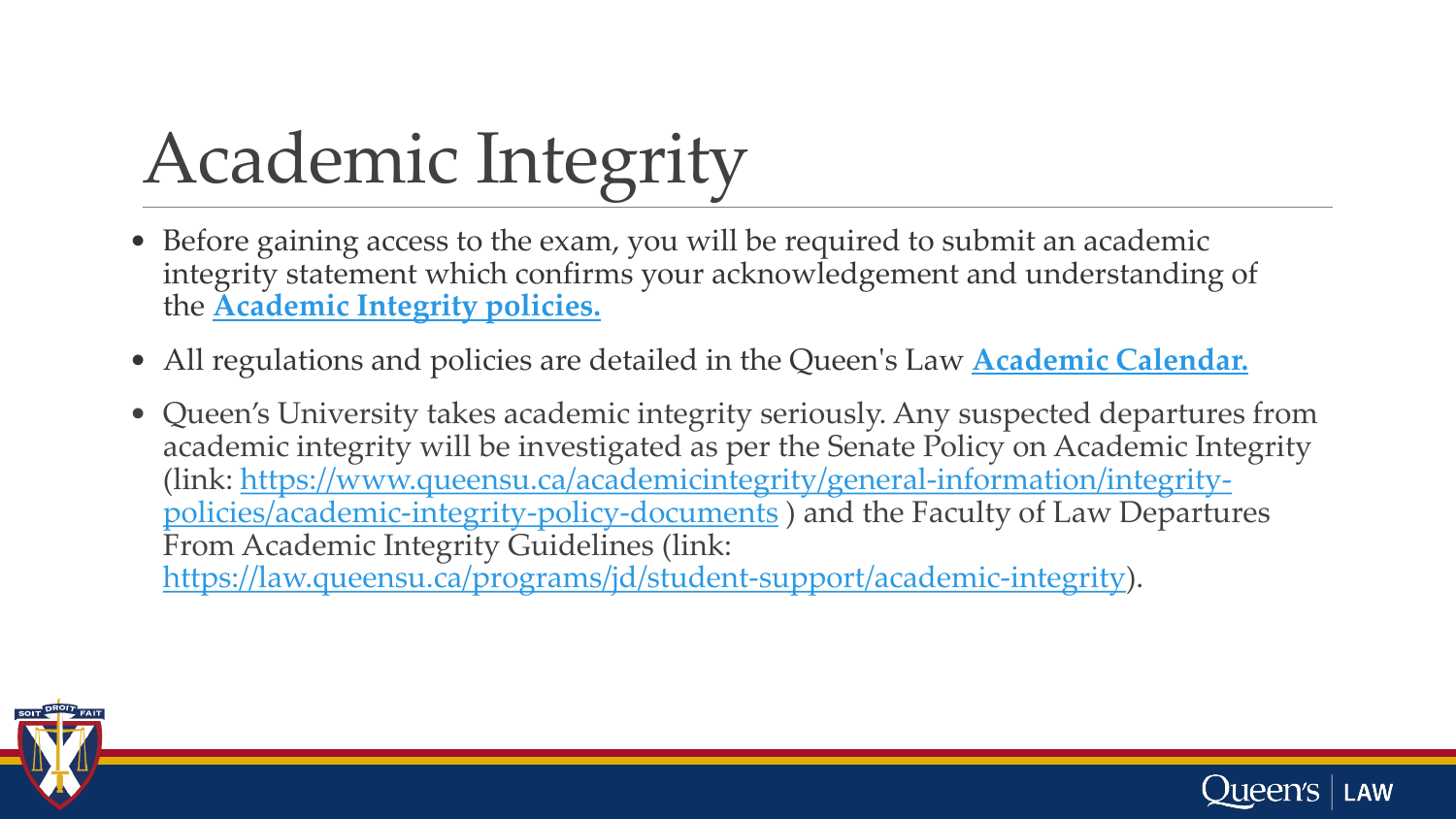# Academic Integrity

- Before gaining access to the exam, you will be required to submit an academic integrity statement which confirms your acknowledgement and understanding of the **Academic Integrity policies.**
- All regulations and policies are detailed in the Queen's Law **Academic Calendar.**
- Queen's University takes academic integrity seriously. Any suspected departures from academic integrity will be investigated as per the Senate Policy on Academic Integrity (link: https://www.queensu.ca/academicintegrity/general-information/integrity-policies/academic-integrity-policy-documents ) and the Faculty of Law Departures From Academic Integrity Guidelines (link: https://law.queensu.ca/programs/jd/student-support/academic-integrity).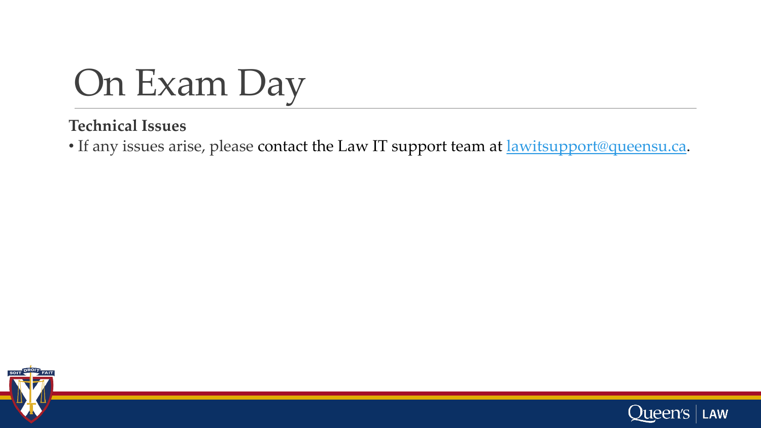# On Exam Day

**Technical Issues**

- If any issues arise, please contact the Law IT support team at lawitsupport@queensu.ca.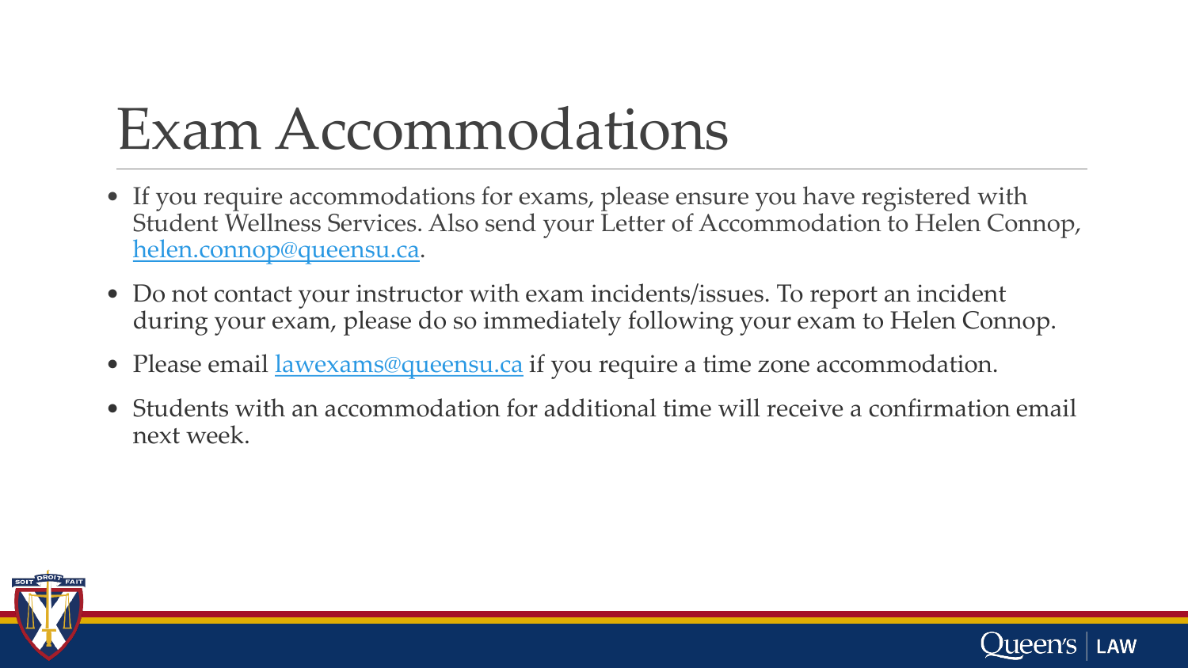# Exam Accommodations

- If you require accommodations for exams, please ensure you have registered with Student Wellness Services. Also send your Letter of Accommodation to Helen Connop, [helen.connop@queensu.ca](mailto:helen.connop@queensu.ca).
- Do not contact your instructor with exam incidents/issues. To report an incident during your exam, please do so immediately following your exam to Helen Connop.
- Please email [lawexams@queensu.ca](mailto:lawexams@queensu.ca) if you require a time zone accommodation.
- Students with an accommodation for additional time will receive a confirmation email next week.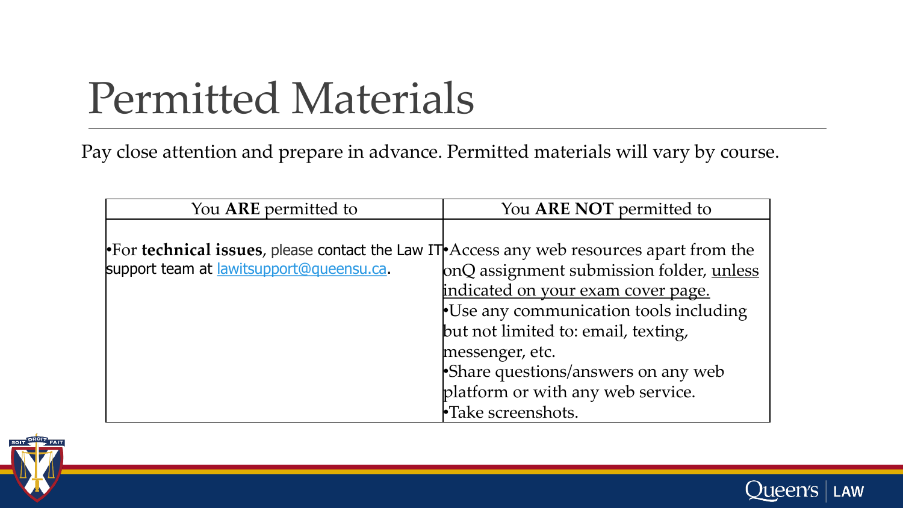# Permitted Materials

Pay close attention and prepare in advance. Permitted materials will vary by course.

| You **ARE** permitted to | You **ARE NOT** permitted to |
| --- | --- |
| •For **technical issues**, please contact the Law IT support team at [lawitsupport@queensu.ca](mailto:lawitsupport@queensu.ca). | •Access any web resources apart from the onQ assignment submission folder, unless indicated on your exam cover page.<br>•Use any communication tools including but not limited to: email, texting, messenger, etc.<br>•Share questions/answers on any web platform or with any web service.<br>•Take screenshots. |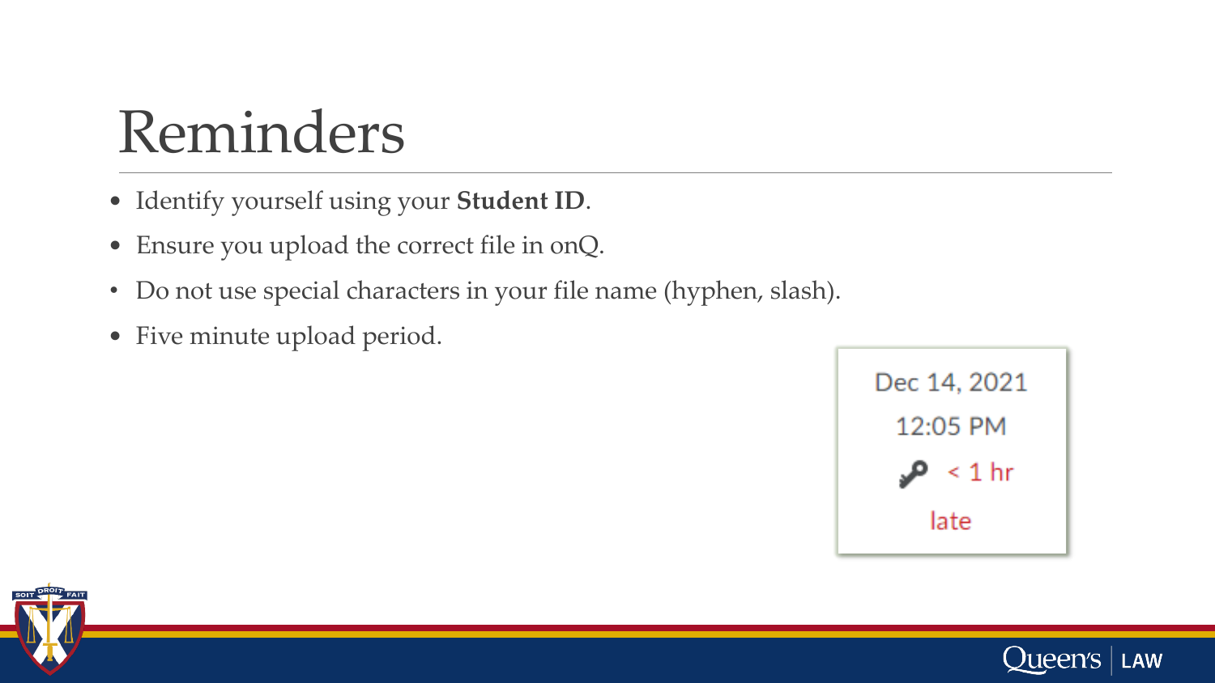# Reminders

- Identify yourself using your **Student ID**.
- Ensure you upload the correct file in onQ.
- Do not use special characters in your file name (hyphen, slash).
- Five minute upload period.

Dec 14, 2021

12:05 PM

< 1 hr

late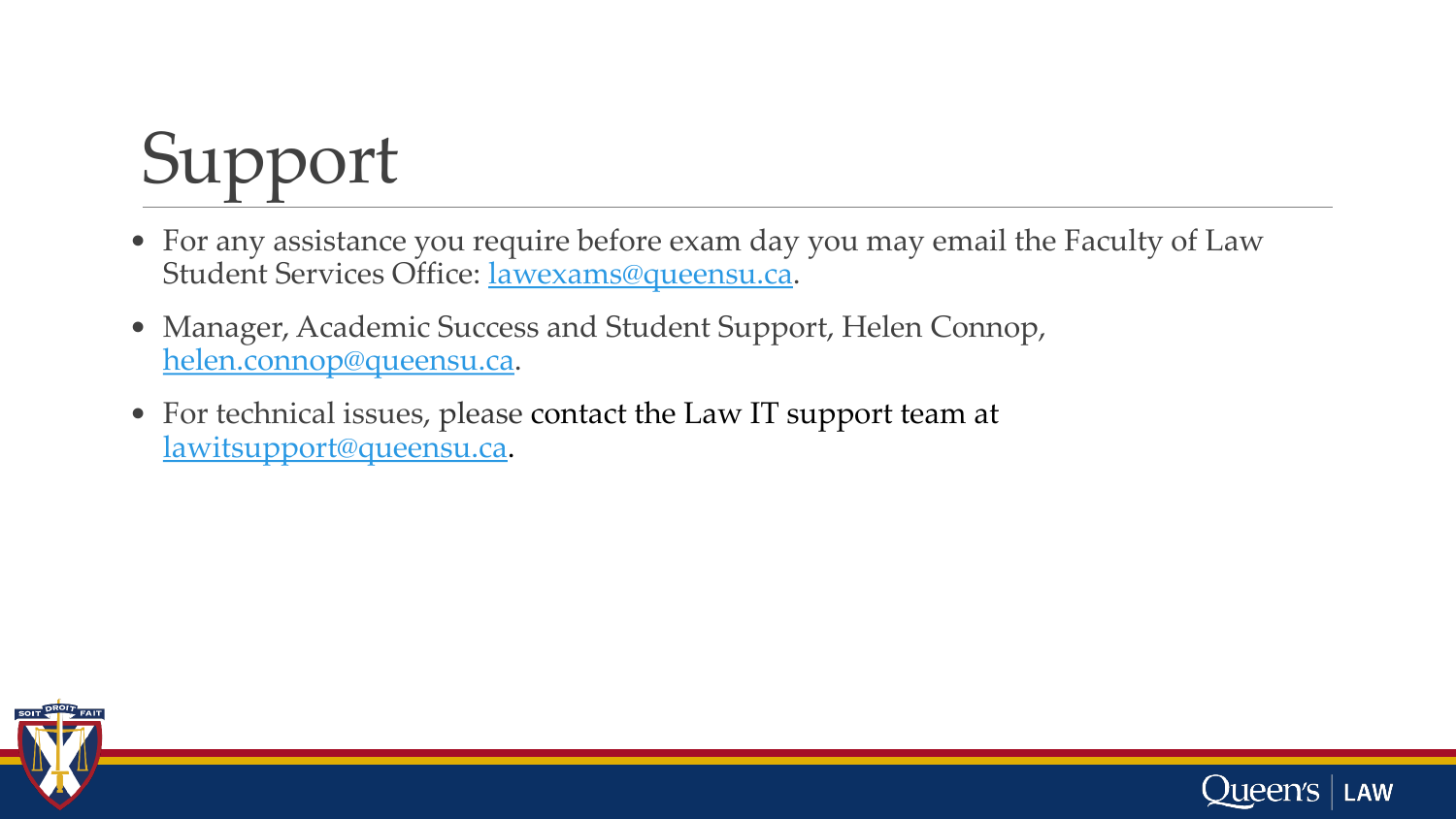# Support

- For any assistance you require before exam day you may email the Faculty of Law Student Services Office: lawexams@queensu.ca.
- Manager, Academic Success and Student Support, Helen Connop, helen.connop@queensu.ca.
- For technical issues, please contact the Law IT support team at lawitsupport@queensu.ca.